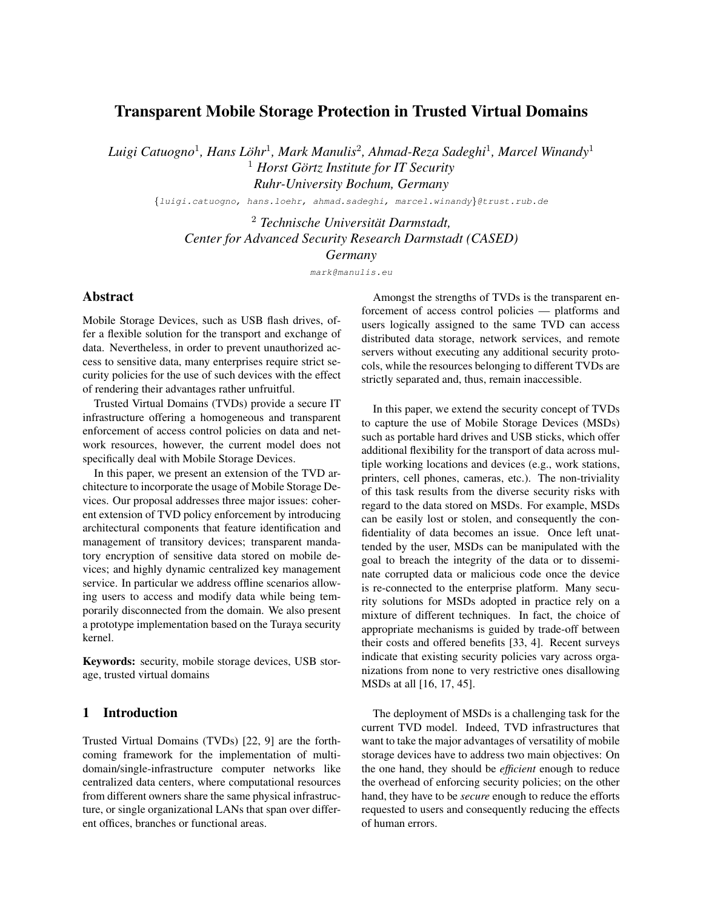# Transparent Mobile Storage Protection in Trusted Virtual Domains

*Luigi Catuogno*[1], *Hans Löhr*[1], *Mark Manulis*[2], *Ahmad-Reza Sadeghi*[1], *Marcel Winandy*[1]

[1] *Horst Görtz Institute for IT Security*
*Ruhr-University Bochum, Germany*

{luigi.catuogno, hans.loehr, ahmad.sadeghi, marcel.winandy}@trust.rub.de

[2] *Technische Universität Darmstadt,*
*Center for Advanced Security Research Darmstadt (CASED)*
*Germany*

mark@manulis.eu

## Abstract

Mobile Storage Devices, such as USB flash drives, offer a flexible solution for the transport and exchange of data. Nevertheless, in order to prevent unauthorized access to sensitive data, many enterprises require strict security policies for the use of such devices with the effect of rendering their advantages rather unfruitful.

Trusted Virtual Domains (TVDs) provide a secure IT infrastructure offering a homogeneous and transparent enforcement of access control policies on data and network resources, however, the current model does not specifically deal with Mobile Storage Devices.

In this paper, we present an extension of the TVD architecture to incorporate the usage of Mobile Storage Devices. Our proposal addresses three major issues: coherent extension of TVD policy enforcement by introducing architectural components that feature identification and management of transitory devices; transparent mandatory encryption of sensitive data stored on mobile devices; and highly dynamic centralized key management service. In particular we address offline scenarios allowing users to access and modify data while being temporarily disconnected from the domain. We also present a prototype implementation based on the Turaya security kernel.

**Keywords:** security, mobile storage devices, USB storage, trusted virtual domains

## 1 Introduction

Trusted Virtual Domains (TVDs) [22, 9] are the forthcoming framework for the implementation of multi-domain/single-infrastructure computer networks like centralized data centers, where computational resources from different owners share the same physical infrastructure, or single organizational LANs that span over different offices, branches or functional areas.

Amongst the strengths of TVDs is the transparent enforcement of access control policies — platforms and users logically assigned to the same TVD can access distributed data storage, network services, and remote servers without executing any additional security protocols, while the resources belonging to different TVDs are strictly separated and, thus, remain inaccessible.

In this paper, we extend the security concept of TVDs to capture the use of Mobile Storage Devices (MSDs) such as portable hard drives and USB sticks, which offer additional flexibility for the transport of data across multiple working locations and devices (e.g., work stations, printers, cell phones, cameras, etc.). The non-triviality of this task results from the diverse security risks with regard to the data stored on MSDs. For example, MSDs can be easily lost or stolen, and consequently the confidentiality of data becomes an issue. Once left unattended by the user, MSDs can be manipulated with the goal to breach the integrity of the data or to disseminate corrupted data or malicious code once the device is re-connected to the enterprise platform. Many security solutions for MSDs adopted in practice rely on a mixture of different techniques. In fact, the choice of appropriate mechanisms is guided by trade-off between their costs and offered benefits [33, 4]. Recent surveys indicate that existing security policies vary across organizations from none to very restrictive ones disallowing MSDs at all [16, 17, 45].

The deployment of MSDs is a challenging task for the current TVD model. Indeed, TVD infrastructures that want to take the major advantages of versatility of mobile storage devices have to address two main objectives: On the one hand, they should be *efficient* enough to reduce the overhead of enforcing security policies; on the other hand, they have to be *secure* enough to reduce the efforts requested to users and consequently reducing the effects of human errors.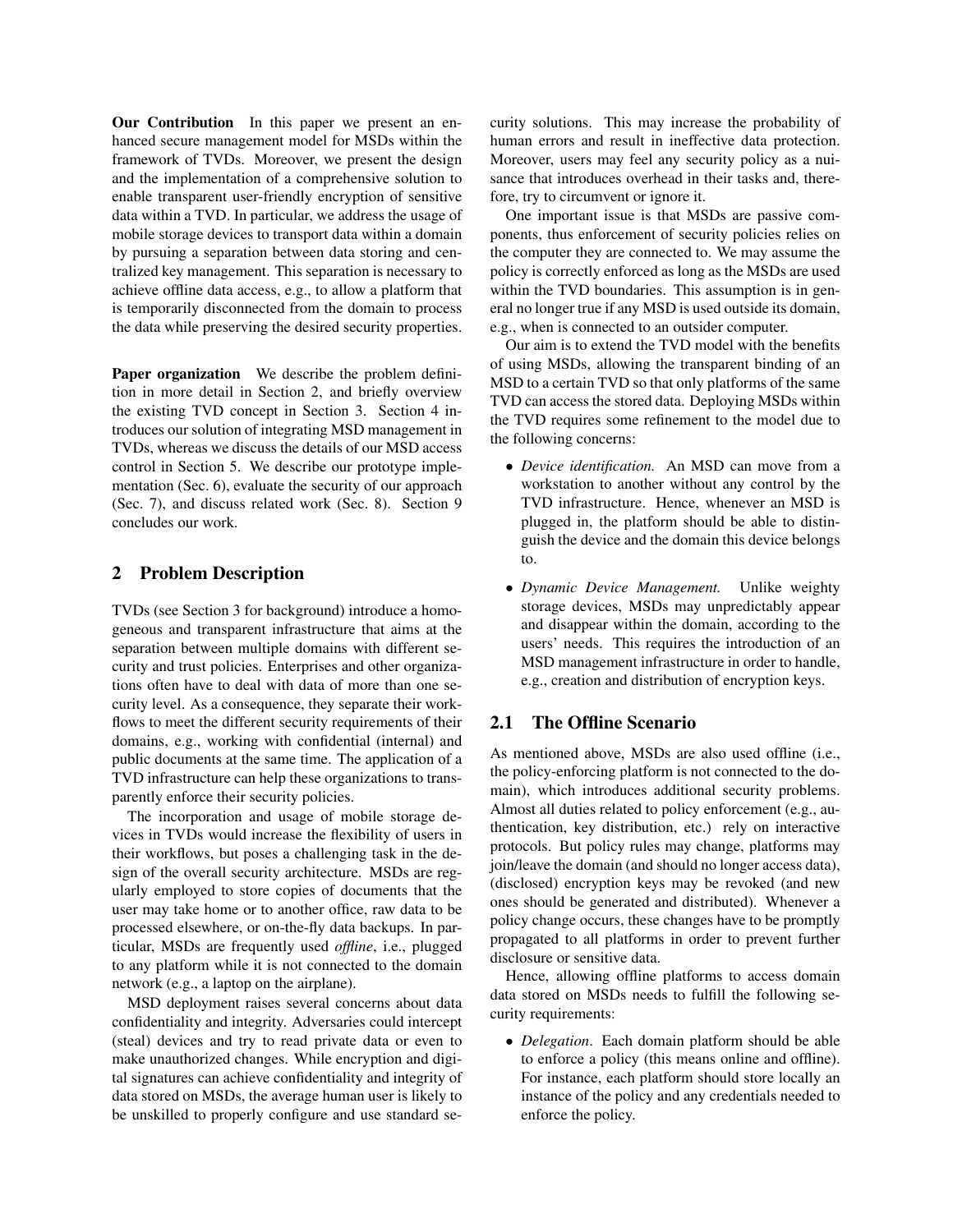**Our Contribution** In this paper we present an enhanced secure management model for MSDs within the framework of TVDs. Moreover, we present the design and the implementation of a comprehensive solution to enable transparent user-friendly encryption of sensitive data within a TVD. In particular, we address the usage of mobile storage devices to transport data within a domain by pursuing a separation between data storing and centralized key management. This separation is necessary to achieve offline data access, e.g., to allow a platform that is temporarily disconnected from the domain to process the data while preserving the desired security properties.

**Paper organization** We describe the problem definition in more detail in Section 2, and briefly overview the existing TVD concept in Section 3. Section 4 introduces our solution of integrating MSD management in TVDs, whereas we discuss the details of our MSD access control in Section 5. We describe our prototype implementation (Sec. 6), evaluate the security of our approach (Sec. 7), and discuss related work (Sec. 8). Section 9 concludes our work.

## 2 Problem Description

TVDs (see Section 3 for background) introduce a homogeneous and transparent infrastructure that aims at the separation between multiple domains with different security and trust policies. Enterprises and other organizations often have to deal with data of more than one security level. As a consequence, they separate their workflows to meet the different security requirements of their domains, e.g., working with confidential (internal) and public documents at the same time. The application of a TVD infrastructure can help these organizations to transparently enforce their security policies.

The incorporation and usage of mobile storage devices in TVDs would increase the flexibility of users in their workflows, but poses a challenging task in the design of the overall security architecture. MSDs are regularly employed to store copies of documents that the user may take home or to another office, raw data to be processed elsewhere, or on-the-fly data backups. In particular, MSDs are frequently used *offline*, i.e., plugged to any platform while it is not connected to the domain network (e.g., a laptop on the airplane).

MSD deployment raises several concerns about data confidentiality and integrity. Adversaries could intercept (steal) devices and try to read private data or even to make unauthorized changes. While encryption and digital signatures can achieve confidentiality and integrity of data stored on MSDs, the average human user is likely to be unskilled to properly configure and use standard security solutions. This may increase the probability of human errors and result in ineffective data protection. Moreover, users may feel any security policy as a nuisance that introduces overhead in their tasks and, therefore, try to circumvent or ignore it.

One important issue is that MSDs are passive components, thus enforcement of security policies relies on the computer they are connected to. We may assume the policy is correctly enforced as long as the MSDs are used within the TVD boundaries. This assumption is in general no longer true if any MSD is used outside its domain, e.g., when is connected to an outsider computer.

Our aim is to extend the TVD model with the benefits of using MSDs, allowing the transparent binding of an MSD to a certain TVD so that only platforms of the same TVD can access the stored data. Deploying MSDs within the TVD requires some refinement to the model due to the following concerns:

- *Device identification.* An MSD can move from a workstation to another without any control by the TVD infrastructure. Hence, whenever an MSD is plugged in, the platform should be able to distinguish the device and the domain this device belongs to.
- *Dynamic Device Management.* Unlike weighty storage devices, MSDs may unpredictably appear and disappear within the domain, according to the users' needs. This requires the introduction of an MSD management infrastructure in order to handle, e.g., creation and distribution of encryption keys.

### 2.1 The Offline Scenario

As mentioned above, MSDs are also used offline (i.e., the policy-enforcing platform is not connected to the domain), which introduces additional security problems. Almost all duties related to policy enforcement (e.g., authentication, key distribution, etc.) rely on interactive protocols. But policy rules may change, platforms may join/leave the domain (and should no longer access data), (disclosed) encryption keys may be revoked (and new ones should be generated and distributed). Whenever a policy change occurs, these changes have to be promptly propagated to all platforms in order to prevent further disclosure or sensitive data.

Hence, allowing offline platforms to access domain data stored on MSDs needs to fulfill the following security requirements:

- *Delegation*. Each domain platform should be able to enforce a policy (this means online and offline). For instance, each platform should store locally an instance of the policy and any credentials needed to enforce the policy.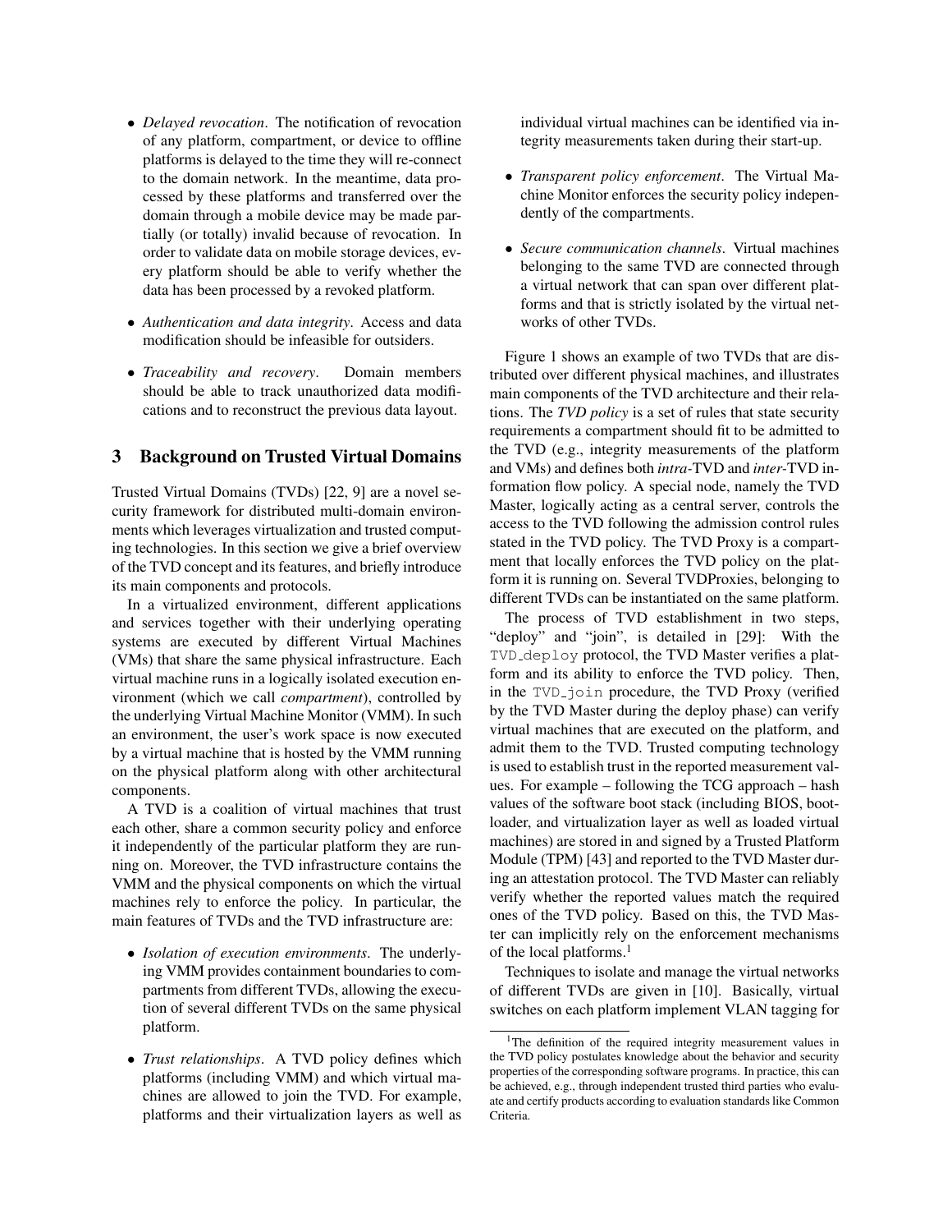- *Delayed revocation*. The notification of revocation of any platform, compartment, or device to offline platforms is delayed to the time they will re-connect to the domain network. In the meantime, data processed by these platforms and transferred over the domain through a mobile device may be made partially (or totally) invalid because of revocation. In order to validate data on mobile storage devices, every platform should be able to verify whether the data has been processed by a revoked platform.
- *Authentication and data integrity*. Access and data modification should be infeasible for outsiders.
- *Traceability and recovery*. Domain members should be able to track unauthorized data modifications and to reconstruct the previous data layout.

## 3 Background on Trusted Virtual Domains

Trusted Virtual Domains (TVDs) [22, 9] are a novel security framework for distributed multi-domain environments which leverages virtualization and trusted computing technologies. In this section we give a brief overview of the TVD concept and its features, and briefly introduce its main components and protocols.

In a virtualized environment, different applications and services together with their underlying operating systems are executed by different Virtual Machines (VMs) that share the same physical infrastructure. Each virtual machine runs in a logically isolated execution environment (which we call *compartment*), controlled by the underlying Virtual Machine Monitor (VMM). In such an environment, the user's work space is now executed by a virtual machine that is hosted by the VMM running on the physical platform along with other architectural components.

A TVD is a coalition of virtual machines that trust each other, share a common security policy and enforce it independently of the particular platform they are running on. Moreover, the TVD infrastructure contains the VMM and the physical components on which the virtual machines rely to enforce the policy. In particular, the main features of TVDs and the TVD infrastructure are:

- *Isolation of execution environments*. The underlying VMM provides containment boundaries to compartments from different TVDs, allowing the execution of several different TVDs on the same physical platform.
- *Trust relationships*. A TVD policy defines which platforms (including VMM) and which virtual machines are allowed to join the TVD. For example, platforms and their virtualization layers as well as individual virtual machines can be identified via integrity measurements taken during their start-up.
- *Transparent policy enforcement*. The Virtual Machine Monitor enforces the security policy independently of the compartments.
- *Secure communication channels*. Virtual machines belonging to the same TVD are connected through a virtual network that can span over different platforms and that is strictly isolated by the virtual networks of other TVDs.

Figure 1 shows an example of two TVDs that are distributed over different physical machines, and illustrates main components of the TVD architecture and their relations. The *TVD policy* is a set of rules that state security requirements a compartment should fit to be admitted to the TVD (e.g., integrity measurements of the platform and VMs) and defines both *intra*-TVD and *inter*-TVD information flow policy. A special node, namely the TVD Master, logically acting as a central server, controls the access to the TVD following the admission control rules stated in the TVD policy. The TVD Proxy is a compartment that locally enforces the TVD policy on the platform it is running on. Several TVDProxies, belonging to different TVDs can be instantiated on the same platform.

The process of TVD establishment in two steps, "deploy" and "join", is detailed in [29]: With the `TVD_deploy` protocol, the TVD Master verifies a platform and its ability to enforce the TVD policy. Then, in the `TVD_join` procedure, the TVD Proxy (verified by the TVD Master during the deploy phase) can verify virtual machines that are executed on the platform, and admit them to the TVD. Trusted computing technology is used to establish trust in the reported measurement values. For example – following the TCG approach – hash values of the software boot stack (including BIOS, bootloader, and virtualization layer as well as loaded virtual machines) are stored in and signed by a Trusted Platform Module (TPM) [43] and reported to the TVD Master during an attestation protocol. The TVD Master can reliably verify whether the reported values match the required ones of the TVD policy. Based on this, the TVD Master can implicitly rely on the enforcement mechanisms of the local platforms.[1]

Techniques to isolate and manage the virtual networks of different TVDs are given in [10]. Basically, virtual switches on each platform implement VLAN tagging for

[1] The definition of the required integrity measurement values in the TVD policy postulates knowledge about the behavior and security properties of the corresponding software programs. In practice, this can be achieved, e.g., through independent trusted third parties who evaluate and certify products according to evaluation standards like Common Criteria.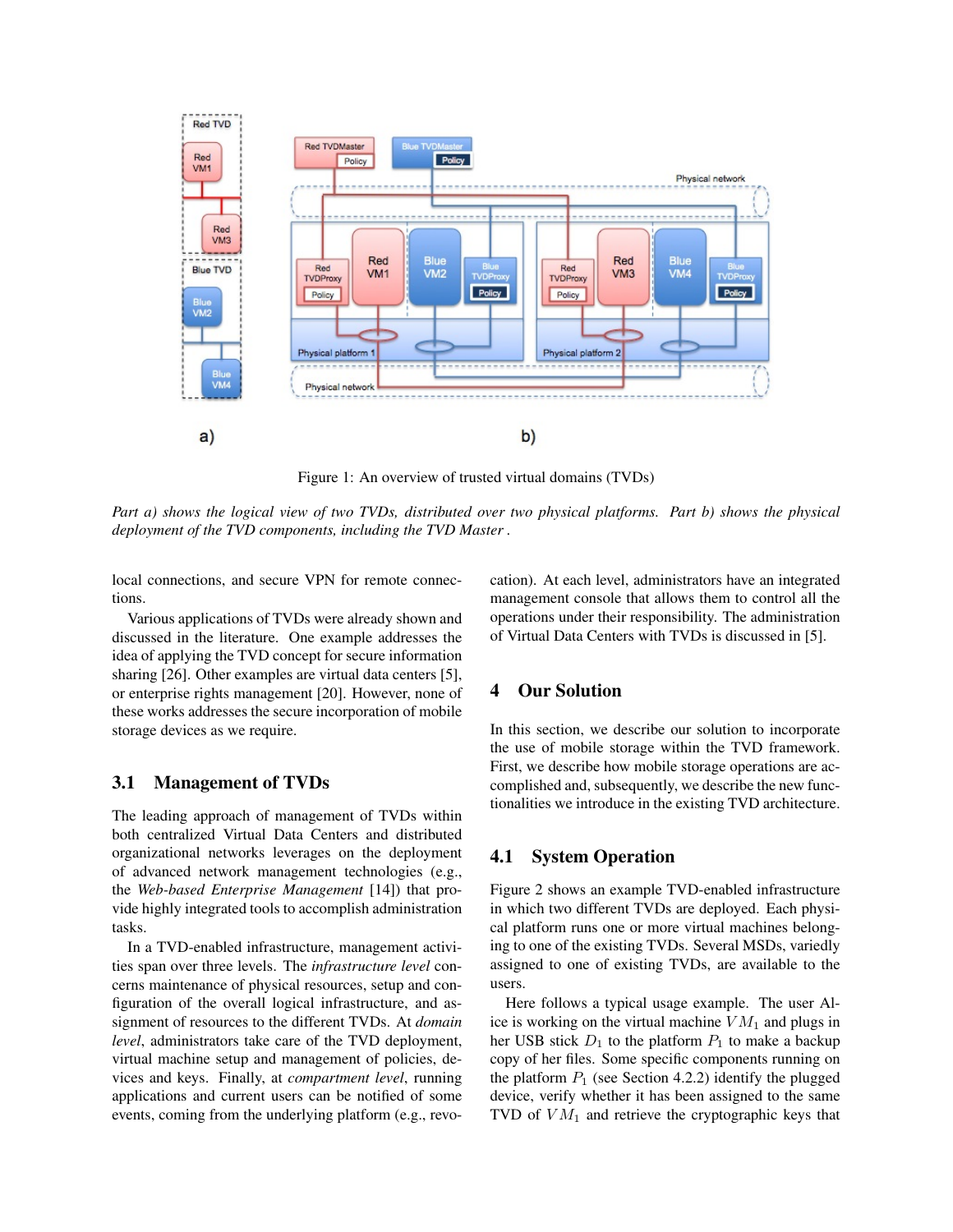Figure 1: An overview of trusted virtual domains (TVDs)

*Part a) shows the logical view of two TVDs, distributed over two physical platforms. Part b) shows the physical deployment of the TVD components, including the TVD Master .*

local connections, and secure VPN for remote connections.

Various applications of TVDs were already shown and discussed in the literature. One example addresses the idea of applying the TVD concept for secure information sharing [26]. Other examples are virtual data centers [5], or enterprise rights management [20]. However, none of these works addresses the secure incorporation of mobile storage devices as we require.

## 3.1 Management of TVDs

The leading approach of management of TVDs within both centralized Virtual Data Centers and distributed organizational networks leverages on the deployment of advanced network management technologies (e.g., the *Web-based Enterprise Management* [14]) that provide highly integrated tools to accomplish administration tasks.

In a TVD-enabled infrastructure, management activities span over three levels. The *infrastructure level* concerns maintenance of physical resources, setup and configuration of the overall logical infrastructure, and assignment of resources to the different TVDs. At *domain level*, administrators take care of the TVD deployment, virtual machine setup and management of policies, devices and keys. Finally, at *compartment level*, running applications and current users can be notified of some events, coming from the underlying platform (e.g., revocation). At each level, administrators have an integrated management console that allows them to control all the operations under their responsibility. The administration of Virtual Data Centers with TVDs is discussed in [5].

# 4 Our Solution

In this section, we describe our solution to incorporate the use of mobile storage within the TVD framework. First, we describe how mobile storage operations are accomplished and, subsequently, we describe the new functionalities we introduce in the existing TVD architecture.

## 4.1 System Operation

Figure 2 shows an example TVD-enabled infrastructure in which two different TVDs are deployed. Each physical platform runs one or more virtual machines belonging to one of the existing TVDs. Several MSDs, variedly assigned to one of existing TVDs, are available to the users.

Here follows a typical usage example. The user Alice is working on the virtual machine $VM_1$ and plugs in her USB stick $D_1$ to the platform $P_1$ to make a backup copy of her files. Some specific components running on the platform $P_1$ (see Section 4.2.2) identify the plugged device, verify whether it has been assigned to the same TVD of $VM_1$ and retrieve the cryptographic keys that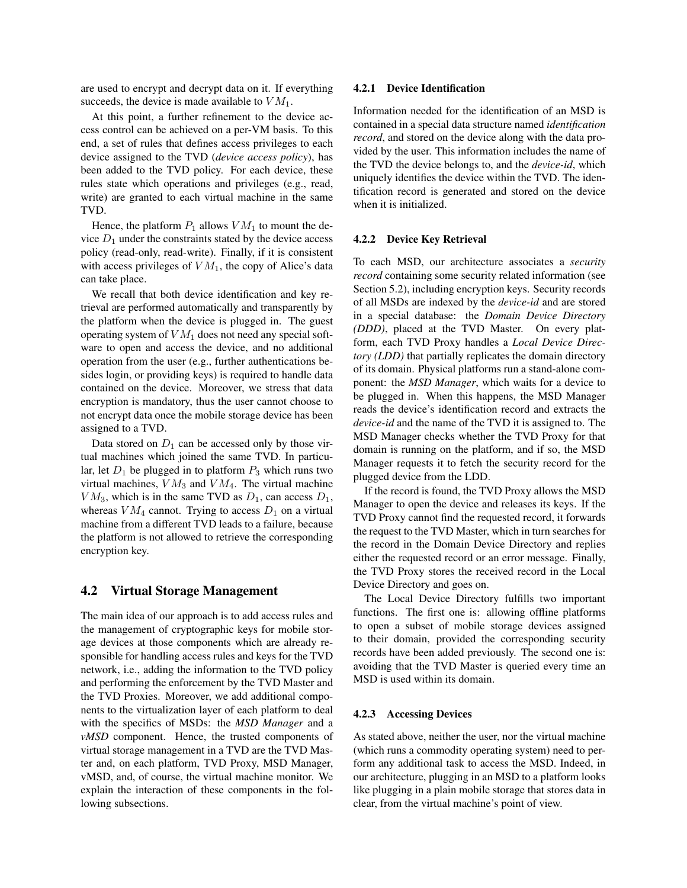are used to encrypt and decrypt data on it. If everything succeeds, the device is made available to $VM_1$.

At this point, a further refinement to the device access control can be achieved on a per-VM basis. To this end, a set of rules that defines access privileges to each device assigned to the TVD (*device access policy*), has been added to the TVD policy. For each device, these rules state which operations and privileges (e.g., read, write) are granted to each virtual machine in the same TVD.

Hence, the platform $P_1$ allows $VM_1$ to mount the device $D_1$ under the constraints stated by the device access policy (read-only, read-write). Finally, if it is consistent with access privileges of $VM_1$, the copy of Alice's data can take place.

We recall that both device identification and key retrieval are performed automatically and transparently by the platform when the device is plugged in. The guest operating system of $VM_1$ does not need any special software to open and access the device, and no additional operation from the user (e.g., further authentications besides login, or providing keys) is required to handle data contained on the device. Moreover, we stress that data encryption is mandatory, thus the user cannot choose to not encrypt data once the mobile storage device has been assigned to a TVD.

Data stored on $D_1$ can be accessed only by those virtual machines which joined the same TVD. In particular, let $D_1$ be plugged in to platform $P_3$ which runs two virtual machines, $VM_3$ and $VM_4$. The virtual machine $VM_3$, which is in the same TVD as $D_1$, can access $D_1$, whereas $VM_4$ cannot. Trying to access $D_1$ on a virtual machine from a different TVD leads to a failure, because the platform is not allowed to retrieve the corresponding encryption key.

## 4.2 Virtual Storage Management

The main idea of our approach is to add access rules and the management of cryptographic keys for mobile storage devices at those components which are already responsible for handling access rules and keys for the TVD network, i.e., adding the information to the TVD policy and performing the enforcement by the TVD Master and the TVD Proxies. Moreover, we add additional components to the virtualization layer of each platform to deal with the specifics of MSDs: the *MSD Manager* and a *vMSD* component. Hence, the trusted components of virtual storage management in a TVD are the TVD Master and, on each platform, TVD Proxy, MSD Manager, vMSD, and, of course, the virtual machine monitor. We explain the interaction of these components in the following subsections.

### 4.2.1 Device Identification

Information needed for the identification of an MSD is contained in a special data structure named *identification record*, and stored on the device along with the data provided by the user. This information includes the name of the TVD the device belongs to, and the *device-id*, which uniquely identifies the device within the TVD. The identification record is generated and stored on the device when it is initialized.

### 4.2.2 Device Key Retrieval

To each MSD, our architecture associates a *security record* containing some security related information (see Section 5.2), including encryption keys. Security records of all MSDs are indexed by the *device-id* and are stored in a special database: the *Domain Device Directory (DDD)*, placed at the TVD Master. On every platform, each TVD Proxy handles a *Local Device Directory (LDD)* that partially replicates the domain directory of its domain. Physical platforms run a stand-alone component: the *MSD Manager*, which waits for a device to be plugged in. When this happens, the MSD Manager reads the device's identification record and extracts the *device-id* and the name of the TVD it is assigned to. The MSD Manager checks whether the TVD Proxy for that domain is running on the platform, and if so, the MSD Manager requests it to fetch the security record for the plugged device from the LDD.

If the record is found, the TVD Proxy allows the MSD Manager to open the device and releases its keys. If the TVD Proxy cannot find the requested record, it forwards the request to the TVD Master, which in turn searches for the record in the Domain Device Directory and replies either the requested record or an error message. Finally, the TVD Proxy stores the received record in the Local Device Directory and goes on.

The Local Device Directory fulfills two important functions. The first one is: allowing offline platforms to open a subset of mobile storage devices assigned to their domain, provided the corresponding security records have been added previously. The second one is: avoiding that the TVD Master is queried every time an MSD is used within its domain.

### 4.2.3 Accessing Devices

As stated above, neither the user, nor the virtual machine (which runs a commodity operating system) need to perform any additional task to access the MSD. Indeed, in our architecture, plugging in an MSD to a platform looks like plugging in a plain mobile storage that stores data in clear, from the virtual machine's point of view.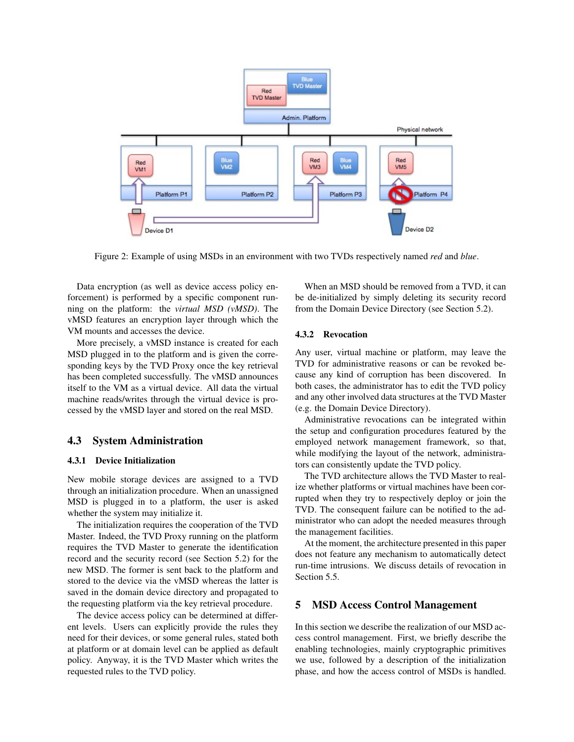Figure 2: Example of using MSDs in an environment with two TVDs respectively named *red* and *blue*.

Data encryption (as well as device access policy enforcement) is performed by a specific component running on the platform: the *virtual MSD (vMSD)*. The vMSD features an encryption layer through which the VM mounts and accesses the device.

More precisely, a vMSD instance is created for each MSD plugged in to the platform and is given the corresponding keys by the TVD Proxy once the key retrieval has been completed successfully. The vMSD announces itself to the VM as a virtual device. All data the virtual machine reads/writes through the virtual device is processed by the vMSD layer and stored on the real MSD.

## 4.3 System Administration

### 4.3.1 Device Initialization

New mobile storage devices are assigned to a TVD through an initialization procedure. When an unassigned MSD is plugged in to a platform, the user is asked whether the system may initialize it.

The initialization requires the cooperation of the TVD Master. Indeed, the TVD Proxy running on the platform requires the TVD Master to generate the identification record and the security record (see Section 5.2) for the new MSD. The former is sent back to the platform and stored to the device via the vMSD whereas the latter is saved in the domain device directory and propagated to the requesting platform via the key retrieval procedure.

The device access policy can be determined at different levels. Users can explicitly provide the rules they need for their devices, or some general rules, stated both at platform or at domain level can be applied as default policy. Anyway, it is the TVD Master which writes the requested rules to the TVD policy.

When an MSD should be removed from a TVD, it can be de-initialized by simply deleting its security record from the Domain Device Directory (see Section 5.2).

### 4.3.2 Revocation

Any user, virtual machine or platform, may leave the TVD for administrative reasons or can be revoked because any kind of corruption has been discovered. In both cases, the administrator has to edit the TVD policy and any other involved data structures at the TVD Master (e.g. the Domain Device Directory).

Administrative revocations can be integrated within the setup and configuration procedures featured by the employed network management framework, so that, while modifying the layout of the network, administrators can consistently update the TVD policy.

The TVD architecture allows the TVD Master to realize whether platforms or virtual machines have been corrupted when they try to respectively deploy or join the TVD. The consequent failure can be notified to the administrator who can adopt the needed measures through the management facilities.

At the moment, the architecture presented in this paper does not feature any mechanism to automatically detect run-time intrusions. We discuss details of revocation in Section 5.5.

# 5 MSD Access Control Management

In this section we describe the realization of our MSD access control management. First, we briefly describe the enabling technologies, mainly cryptographic primitives we use, followed by a description of the initialization phase, and how the access control of MSDs is handled.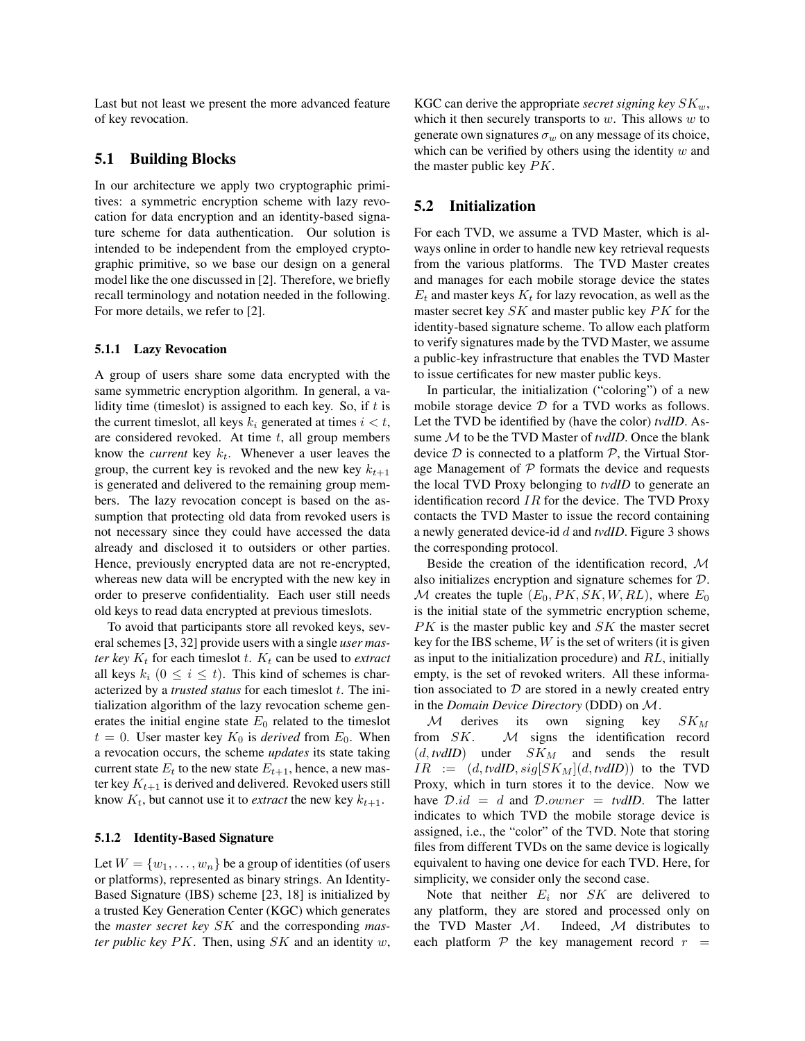Last but not least we present the more advanced feature of key revocation.

## 5.1 Building Blocks

In our architecture we apply two cryptographic primitives: a symmetric encryption scheme with lazy revocation for data encryption and an identity-based signature scheme for data authentication. Our solution is intended to be independent from the employed cryptographic primitive, so we base our design on a general model like the one discussed in [2]. Therefore, we briefly recall terminology and notation needed in the following. For more details, we refer to [2].

### 5.1.1 Lazy Revocation

A group of users share some data encrypted with the same symmetric encryption algorithm. In general, a validity time (timeslot) is assigned to each key. So, if $t$ is the current timeslot, all keys $k_i$ generated at times $i < t$, are considered revoked. At time $t$, all group members know the *current* key $k_t$. Whenever a user leaves the group, the current key is revoked and the new key $k_{t+1}$ is generated and delivered to the remaining group members. The lazy revocation concept is based on the assumption that protecting old data from revoked users is not necessary since they could have accessed the data already and disclosed it to outsiders or other parties. Hence, previously encrypted data are not re-encrypted, whereas new data will be encrypted with the new key in order to preserve confidentiality. Each user still needs old keys to read data encrypted at previous timeslots.

To avoid that participants store all revoked keys, several schemes [3, 32] provide users with a single *user master key* $K_t$ for each timeslot $t$. $K_t$ can be used to *extract* all keys $k_i$ ($0 \leq i \leq t$). This kind of schemes is characterized by a *trusted status* for each timeslot $t$. The initialization algorithm of the lazy revocation scheme generates the initial engine state $E_0$ related to the timeslot $t = 0$. User master key $K_0$ is *derived* from $E_0$. When a revocation occurs, the scheme *updates* its state taking current state $E_t$ to the new state $E_{t+1}$, hence, a new master key $K_{t+1}$ is derived and delivered. Revoked users still know $K_t$, but cannot use it to *extract* the new key $k_{t+1}$.

### 5.1.2 Identity-Based Signature

Let $W = \{w_1, \ldots, w_n\}$ be a group of identities (of users or platforms), represented as binary strings. An Identity-Based Signature (IBS) scheme [23, 18] is initialized by a trusted Key Generation Center (KGC) which generates the *master secret key* $SK$ and the corresponding *master public key* $PK$. Then, using $SK$ and an identity $w$, KGC can derive the appropriate *secret signing key* $SK_w$, which it then securely transports to $w$. This allows $w$ to generate own signatures $\sigma_w$ on any message of its choice, which can be verified by others using the identity $w$ and the master public key $PK$.

## 5.2 Initialization

For each TVD, we assume a TVD Master, which is always online in order to handle new key retrieval requests from the various platforms. The TVD Master creates and manages for each mobile storage device the states $E_t$ and master keys $K_t$ for lazy revocation, as well as the master secret key $SK$ and master public key $PK$ for the identity-based signature scheme. To allow each platform to verify signatures made by the TVD Master, we assume a public-key infrastructure that enables the TVD Master to issue certificates for new master public keys.

In particular, the initialization ("coloring") of a new mobile storage device $\mathcal{D}$ for a TVD works as follows. Let the TVD be identified by (have the color) *tvdID*. Assume $\mathcal{M}$ to be the TVD Master of *tvdID*. Once the blank device $\mathcal{D}$ is connected to a platform $\mathcal{P}$, the Virtual Storage Management of $\mathcal{P}$ formats the device and requests the local TVD Proxy belonging to *tvdID* to generate an identification record $IR$ for the device. The TVD Proxy contacts the TVD Master to issue the record containing a newly generated device-id $d$ and *tvdID*. Figure 3 shows the corresponding protocol.

Beside the creation of the identification record, $\mathcal{M}$ also initializes encryption and signature schemes for $\mathcal{D}$. $\mathcal{M}$ creates the tuple $(E_0, PK, SK, W, RL)$, where $E_0$ is the initial state of the symmetric encryption scheme, $PK$ is the master public key and $SK$ the master secret key for the IBS scheme, $W$ is the set of writers (it is given as input to the initialization procedure) and $RL$, initially empty, is the set of revoked writers. All these information associated to $\mathcal{D}$ are stored in a newly created entry in the *Domain Device Directory* (DDD) on $\mathcal{M}$.

$\mathcal{M}$ derives its own signing key $SK_M$ from $SK$. $\mathcal{M}$ signs the identification record $(d, \textit{tvdID})$ under $SK_M$ and sends the result $IR := (d, \textit{tvdID}, sig[SK_M](d, \textit{tvdID}))$ to the TVD Proxy, which in turn stores it to the device. Now we have $\mathcal{D}.id = d$ and $\mathcal{D}.owner = \textit{tvdID}$. The latter indicates to which TVD the mobile storage device is assigned, i.e., the "color" of the TVD. Note that storing files from different TVDs on the same device is logically equivalent to having one device for each TVD. Here, for simplicity, we consider only the second case.

Note that neither $E_i$ nor $SK$ are delivered to any platform, they are stored and processed only on the TVD Master $\mathcal{M}$. Indeed, $\mathcal{M}$ distributes to each platform $\mathcal{P}$ the key management record $r =$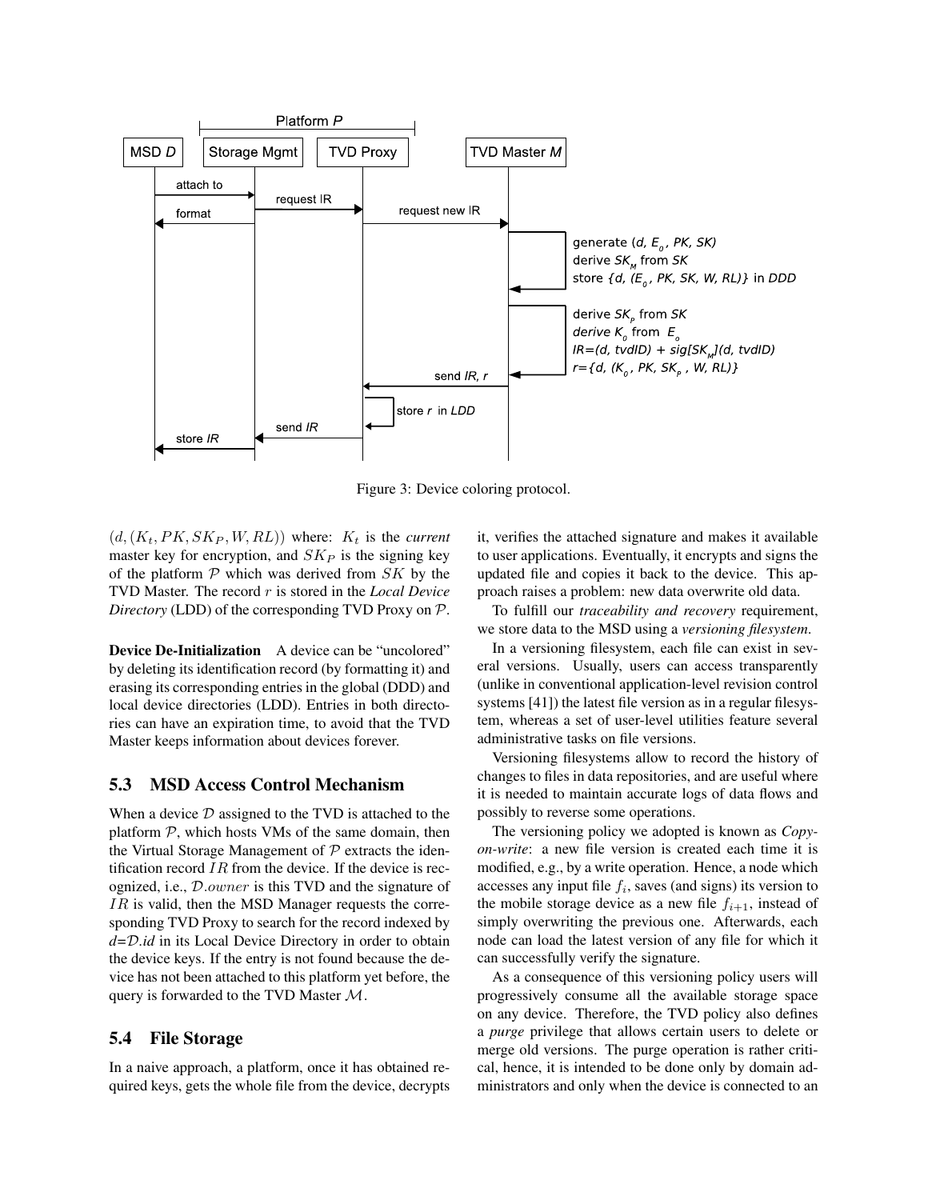Figure 3: Device coloring protocol.

$(d, (K_t, PK, SK_P, W, RL))$ where: $K_t$ is the *current* master key for encryption, and $SK_P$ is the signing key of the platform $\mathcal{P}$ which was derived from $SK$ by the TVD Master. The record $r$ is stored in the *Local Device Directory* (LDD) of the corresponding TVD Proxy on $\mathcal{P}$.

**Device De-Initialization** A device can be "uncolored" by deleting its identification record (by formatting it) and erasing its corresponding entries in the global (DDD) and local device directories (LDD). Entries in both directories can have an expiration time, to avoid that the TVD Master keeps information about devices forever.

## 5.3 MSD Access Control Mechanism

When a device $\mathcal{D}$ assigned to the TVD is attached to the platform $\mathcal{P}$, which hosts VMs of the same domain, then the Virtual Storage Management of $\mathcal{P}$ extracts the identification record $IR$ from the device. If the device is recognized, i.e., $\mathcal{D}.owner$ is this TVD and the signature of $IR$ is valid, then the MSD Manager requests the corresponding TVD Proxy to search for the record indexed by *d=*$\mathcal{D}$*.id* in its Local Device Directory in order to obtain the device keys. If the entry is not found because the device has not been attached to this platform yet before, the query is forwarded to the TVD Master $\mathcal{M}$.

## 5.4 File Storage

In a naive approach, a platform, once it has obtained required keys, gets the whole file from the device, decrypts it, verifies the attached signature and makes it available to user applications. Eventually, it encrypts and signs the updated file and copies it back to the device. This approach raises a problem: new data overwrite old data.

To fulfill our *traceability and recovery* requirement, we store data to the MSD using a *versioning filesystem*.

In a versioning filesystem, each file can exist in several versions. Usually, users can access transparently (unlike in conventional application-level revision control systems [41]) the latest file version as in a regular filesystem, whereas a set of user-level utilities feature several administrative tasks on file versions.

Versioning filesystems allow to record the history of changes to files in data repositories, and are useful where it is needed to maintain accurate logs of data flows and possibly to reverse some operations.

The versioning policy we adopted is known as *Copy-on-write*: a new file version is created each time it is modified, e.g., by a write operation. Hence, a node which accesses any input file $f_i$, saves (and signs) its version to the mobile storage device as a new file $f_{i+1}$, instead of simply overwriting the previous one. Afterwards, each node can load the latest version of any file for which it can successfully verify the signature.

As a consequence of this versioning policy users will progressively consume all the available storage space on any device. Therefore, the TVD policy also defines a *purge* privilege that allows certain users to delete or merge old versions. The purge operation is rather critical, hence, it is intended to be done only by domain administrators and only when the device is connected to an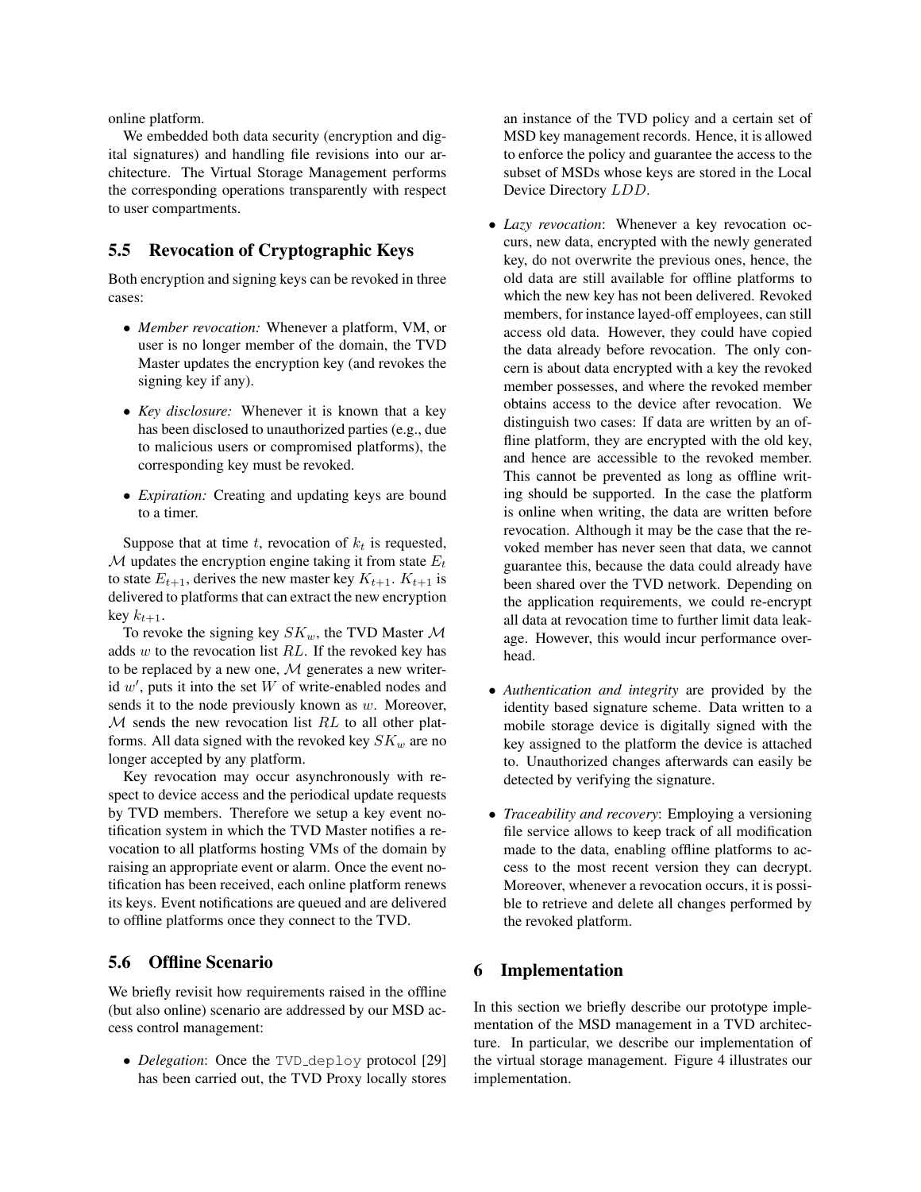online platform.

We embedded both data security (encryption and digital signatures) and handling file revisions into our architecture. The Virtual Storage Management performs the corresponding operations transparently with respect to user compartments.

## 5.5 Revocation of Cryptographic Keys

Both encryption and signing keys can be revoked in three cases:

- *Member revocation:* Whenever a platform, VM, or user is no longer member of the domain, the TVD Master updates the encryption key (and revokes the signing key if any).
- *Key disclosure:* Whenever it is known that a key has been disclosed to unauthorized parties (e.g., due to malicious users or compromised platforms), the corresponding key must be revoked.
- *Expiration:* Creating and updating keys are bound to a timer.

Suppose that at time $t$, revocation of $k_t$ is requested, $\mathcal{M}$ updates the encryption engine taking it from state $E_t$ to state $E_{t+1}$, derives the new master key $K_{t+1}$. $K_{t+1}$ is delivered to platforms that can extract the new encryption key $k_{t+1}$.

To revoke the signing key $SK_w$, the TVD Master $\mathcal{M}$ adds $w$ to the revocation list $RL$. If the revoked key has to be replaced by a new one, $\mathcal{M}$ generates a new writer-id $w'$, puts it into the set $W$ of write-enabled nodes and sends it to the node previously known as $w$. Moreover, $\mathcal{M}$ sends the new revocation list $RL$ to all other platforms. All data signed with the revoked key $SK_w$ are no longer accepted by any platform.

Key revocation may occur asynchronously with respect to device access and the periodical update requests by TVD members. Therefore we setup a key event notification system in which the TVD Master notifies a revocation to all platforms hosting VMs of the domain by raising an appropriate event or alarm. Once the event notification has been received, each online platform renews its keys. Event notifications are queued and are delivered to offline platforms once they connect to the TVD.

## 5.6 Offline Scenario

We briefly revisit how requirements raised in the offline (but also online) scenario are addressed by our MSD access control management:

- *Delegation*: Once the `TVD_deploy` protocol [29] has been carried out, the TVD Proxy locally stores an instance of the TVD policy and a certain set of MSD key management records. Hence, it is allowed to enforce the policy and guarantee the access to the subset of MSDs whose keys are stored in the Local Device Directory $LDD$.
- *Lazy revocation*: Whenever a key revocation occurs, new data, encrypted with the newly generated key, do not overwrite the previous ones, hence, the old data are still available for offline platforms to which the new key has not been delivered. Revoked members, for instance layed-off employees, can still access old data. However, they could have copied the data already before revocation. The only concern is about data encrypted with a key the revoked member possesses, and where the revoked member obtains access to the device after revocation. We distinguish two cases: If data are written by an offline platform, they are encrypted with the old key, and hence are accessible to the revoked member. This cannot be prevented as long as offline writing should be supported. In the case the platform is online when writing, the data are written before revocation. Although it may be the case that the revoked member has never seen that data, we cannot guarantee this, because the data could already have been shared over the TVD network. Depending on the application requirements, we could re-encrypt all data at revocation time to further limit data leakage. However, this would incur performance overhead.
- *Authentication and integrity* are provided by the identity based signature scheme. Data written to a mobile storage device is digitally signed with the key assigned to the platform the device is attached to. Unauthorized changes afterwards can easily be detected by verifying the signature.
- *Traceability and recovery*: Employing a versioning file service allows to keep track of all modification made to the data, enabling offline platforms to access to the most recent version they can decrypt. Moreover, whenever a revocation occurs, it is possible to retrieve and delete all changes performed by the revoked platform.

# 6 Implementation

In this section we briefly describe our prototype implementation of the MSD management in a TVD architecture. In particular, we describe our implementation of the virtual storage management. Figure 4 illustrates our implementation.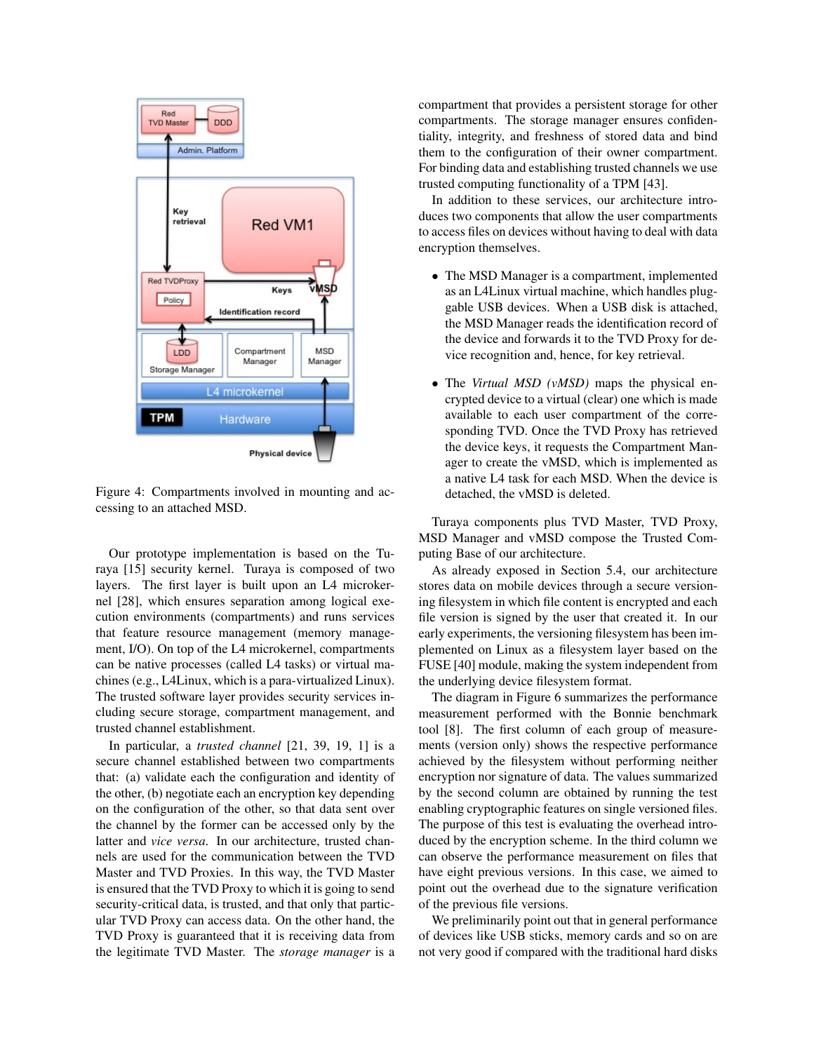Figure 4: Compartments involved in mounting and accessing to an attached MSD.

Our prototype implementation is based on the Turaya [15] security kernel. Turaya is composed of two layers. The first layer is built upon an L4 microkernel [28], which ensures separation among logical execution environments (compartments) and runs services that feature resource management (memory management, I/O). On top of the L4 microkernel, compartments can be native processes (called L4 tasks) or virtual machines (e.g., L4Linux, which is a para-virtualized Linux). The trusted software layer provides security services including secure storage, compartment management, and trusted channel establishment.

In particular, a *trusted channel* [21, 39, 19, 1] is a secure channel established between two compartments that: (a) validate each the configuration and identity of the other, (b) negotiate each an encryption key depending on the configuration of the other, so that data sent over the channel by the former can be accessed only by the latter and *vice versa*. In our architecture, trusted channels are used for the communication between the TVD Master and TVD Proxies. In this way, the TVD Master is ensured that the TVD Proxy to which it is going to send security-critical data, is trusted, and that only that particular TVD Proxy can access data. On the other hand, the TVD Proxy is guaranteed that it is receiving data from the legitimate TVD Master. The *storage manager* is a compartment that provides a persistent storage for other compartments. The storage manager ensures confidentiality, integrity, and freshness of stored data and bind them to the configuration of their owner compartment. For binding data and establishing trusted channels we use trusted computing functionality of a TPM [43].

In addition to these services, our architecture introduces two components that allow the user compartments to access files on devices without having to deal with data encryption themselves.

- The MSD Manager is a compartment, implemented as an L4Linux virtual machine, which handles pluggable USB devices. When a USB disk is attached, the MSD Manager reads the identification record of the device and forwards it to the TVD Proxy for device recognition and, hence, for key retrieval.
- The *Virtual MSD (vMSD)* maps the physical encrypted device to a virtual (clear) one which is made available to each user compartment of the corresponding TVD. Once the TVD Proxy has retrieved the device keys, it requests the Compartment Manager to create the vMSD, which is implemented as a native L4 task for each MSD. When the device is detached, the vMSD is deleted.

Turaya components plus TVD Master, TVD Proxy, MSD Manager and vMSD compose the Trusted Computing Base of our architecture.

As already exposed in Section 5.4, our architecture stores data on mobile devices through a secure versioning filesystem in which file content is encrypted and each file version is signed by the user that created it. In our early experiments, the versioning filesystem has been implemented on Linux as a filesystem layer based on the FUSE [40] module, making the system independent from the underlying device filesystem format.

The diagram in Figure 6 summarizes the performance measurement performed with the Bonnie benchmark tool [8]. The first column of each group of measurements (version only) shows the respective performance achieved by the filesystem without performing neither encryption nor signature of data. The values summarized by the second column are obtained by running the test enabling cryptographic features on single versioned files. The purpose of this test is evaluating the overhead introduced by the encryption scheme. In the third column we can observe the performance measurement on files that have eight previous versions. In this case, we aimed to point out the overhead due to the signature verification of the previous file versions.

We preliminarily point out that in general performance of devices like USB sticks, memory cards and so on are not very good if compared with the traditional hard disks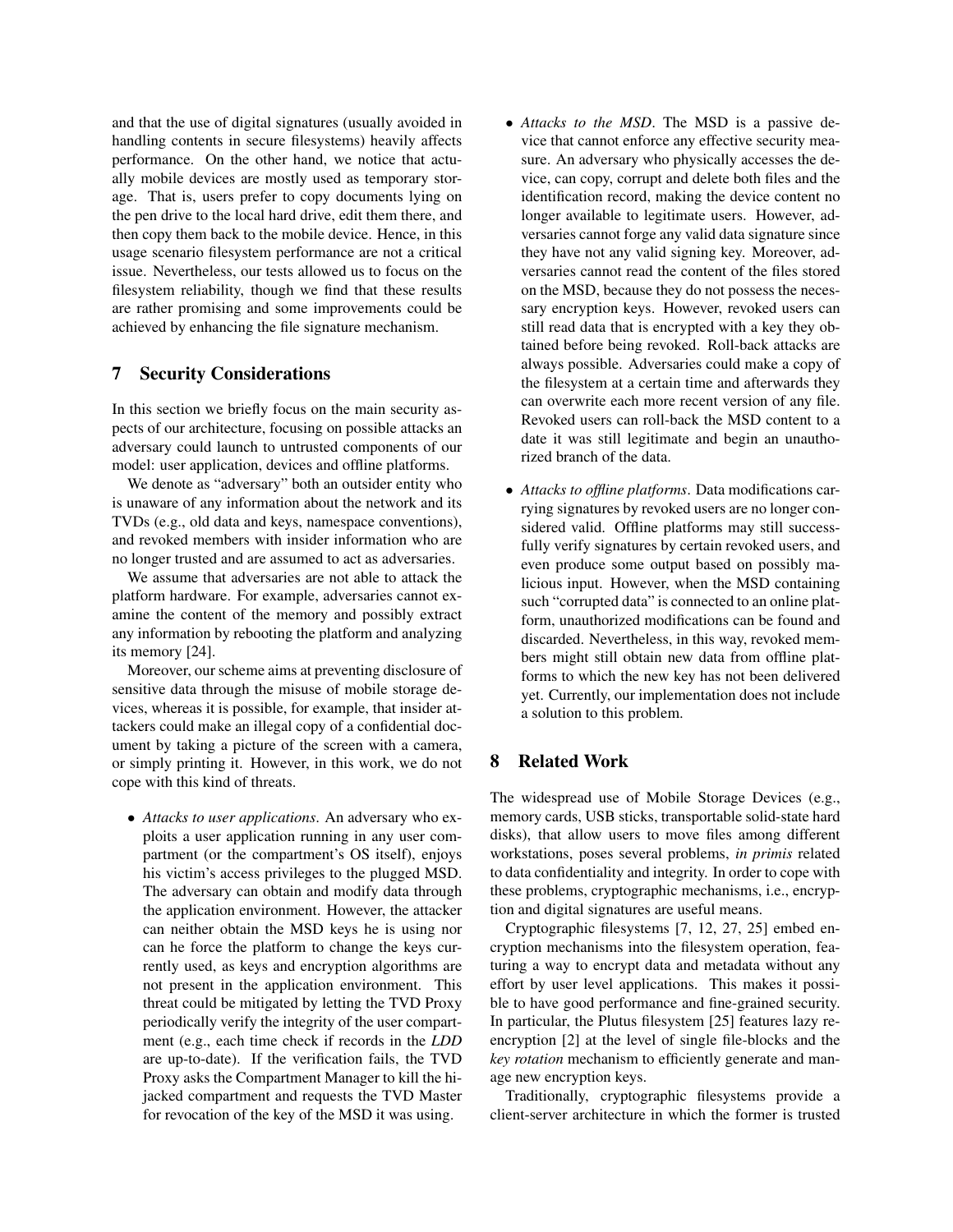and that the use of digital signatures (usually avoided in handling contents in secure filesystems) heavily affects performance. On the other hand, we notice that actually mobile devices are mostly used as temporary storage. That is, users prefer to copy documents lying on the pen drive to the local hard drive, edit them there, and then copy them back to the mobile device. Hence, in this usage scenario filesystem performance are not a critical issue. Nevertheless, our tests allowed us to focus on the filesystem reliability, though we find that these results are rather promising and some improvements could be achieved by enhancing the file signature mechanism.

## 7 Security Considerations

In this section we briefly focus on the main security aspects of our architecture, focusing on possible attacks an adversary could launch to untrusted components of our model: user application, devices and offline platforms.

We denote as "adversary" both an outsider entity who is unaware of any information about the network and its TVDs (e.g., old data and keys, namespace conventions), and revoked members with insider information who are no longer trusted and are assumed to act as adversaries.

We assume that adversaries are not able to attack the platform hardware. For example, adversaries cannot examine the content of the memory and possibly extract any information by rebooting the platform and analyzing its memory [24].

Moreover, our scheme aims at preventing disclosure of sensitive data through the misuse of mobile storage devices, whereas it is possible, for example, that insider attackers could make an illegal copy of a confidential document by taking a picture of the screen with a camera, or simply printing it. However, in this work, we do not cope with this kind of threats.

- *Attacks to user applications*. An adversary who exploits a user application running in any user compartment (or the compartment's OS itself), enjoys his victim's access privileges to the plugged MSD. The adversary can obtain and modify data through the application environment. However, the attacker can neither obtain the MSD keys he is using nor can he force the platform to change the keys currently used, as keys and encryption algorithms are not present in the application environment. This threat could be mitigated by letting the TVD Proxy periodically verify the integrity of the user compartment (e.g., each time check if records in the *LDD* are up-to-date). If the verification fails, the TVD Proxy asks the Compartment Manager to kill the hijacked compartment and requests the TVD Master for revocation of the key of the MSD it was using.
- *Attacks to the MSD*. The MSD is a passive device that cannot enforce any effective security measure. An adversary who physically accesses the device, can copy, corrupt and delete both files and the identification record, making the device content no longer available to legitimate users. However, adversaries cannot forge any valid data signature since they have not any valid signing key. Moreover, adversaries cannot read the content of the files stored on the MSD, because they do not possess the necessary encryption keys. However, revoked users can still read data that is encrypted with a key they obtained before being revoked. Roll-back attacks are always possible. Adversaries could make a copy of the filesystem at a certain time and afterwards they can overwrite each more recent version of any file. Revoked users can roll-back the MSD content to a date it was still legitimate and begin an unauthorized branch of the data.
- *Attacks to offline platforms*. Data modifications carrying signatures by revoked users are no longer considered valid. Offline platforms may still successfully verify signatures by certain revoked users, and even produce some output based on possibly malicious input. However, when the MSD containing such "corrupted data" is connected to an online platform, unauthorized modifications can be found and discarded. Nevertheless, in this way, revoked members might still obtain new data from offline platforms to which the new key has not been delivered yet. Currently, our implementation does not include a solution to this problem.

## 8 Related Work

The widespread use of Mobile Storage Devices (e.g., memory cards, USB sticks, transportable solid-state hard disks), that allow users to move files among different workstations, poses several problems, *in primis* related to data confidentiality and integrity. In order to cope with these problems, cryptographic mechanisms, i.e., encryption and digital signatures are useful means.

Cryptographic filesystems [7, 12, 27, 25] embed encryption mechanisms into the filesystem operation, featuring a way to encrypt data and metadata without any effort by user level applications. This makes it possible to have good performance and fine-grained security. In particular, the Plutus filesystem [25] features lazy re-encryption [2] at the level of single file-blocks and the *key rotation* mechanism to efficiently generate and manage new encryption keys.

Traditionally, cryptographic filesystems provide a client-server architecture in which the former is trusted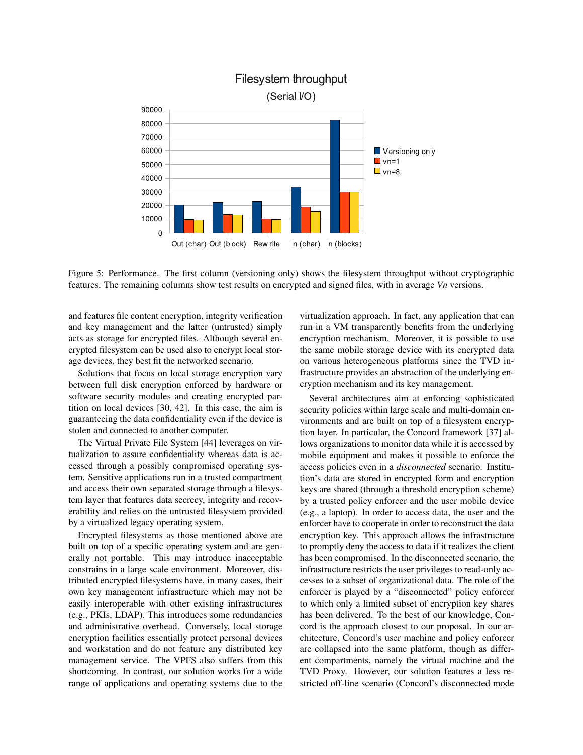Figure 5: Performance. The first column (versioning only) shows the filesystem throughput without cryptographic features. The remaining columns show test results on encrypted and signed files, with in average *Vn* versions.

and features file content encryption, integrity verification and key management and the latter (untrusted) simply acts as storage for encrypted files. Although several encrypted filesystem can be used also to encrypt local storage devices, they best fit the networked scenario.

Solutions that focus on local storage encryption vary between full disk encryption enforced by hardware or software security modules and creating encrypted partition on local devices [30, 42]. In this case, the aim is guaranteeing the data confidentiality even if the device is stolen and connected to another computer.

The Virtual Private File System [44] leverages on virtualization to assure confidentiality whereas data is accessed through a possibly compromised operating system. Sensitive applications run in a trusted compartment and access their own separated storage through a filesystem layer that features data secrecy, integrity and recoverability and relies on the untrusted filesystem provided by a virtualized legacy operating system.

Encrypted filesystems as those mentioned above are built on top of a specific operating system and are generally not portable. This may introduce inacceptable constrains in a large scale environment. Moreover, distributed encrypted filesystems have, in many cases, their own key management infrastructure which may not be easily interoperable with other existing infrastructures (e.g., PKIs, LDAP). This introduces some redundancies and administrative overhead. Conversely, local storage encryption facilities essentially protect personal devices and workstation and do not feature any distributed key management service. The VPFS also suffers from this shortcoming. In contrast, our solution works for a wide range of applications and operating systems due to the virtualization approach. In fact, any application that can run in a VM transparently benefits from the underlying encryption mechanism. Moreover, it is possible to use the same mobile storage device with its encrypted data on various heterogeneous platforms since the TVD infrastructure provides an abstraction of the underlying encryption mechanism and its key management.

Several architectures aim at enforcing sophisticated security policies within large scale and multi-domain environments and are built on top of a filesystem encryption layer. In particular, the Concord framework [37] allows organizations to monitor data while it is accessed by mobile equipment and makes it possible to enforce the access policies even in a *disconnected* scenario. Institution's data are stored in encrypted form and encryption keys are shared (through a threshold encryption scheme) by a trusted policy enforcer and the user mobile device (e.g., a laptop). In order to access data, the user and the enforcer have to cooperate in order to reconstruct the data encryption key. This approach allows the infrastructure to promptly deny the access to data if it realizes the client has been compromised. In the disconnected scenario, the infrastructure restricts the user privileges to read-only accesses to a subset of organizational data. The role of the enforcer is played by a "disconnected" policy enforcer to which only a limited subset of encryption key shares has been delivered. To the best of our knowledge, Concord is the approach closest to our proposal. In our architecture, Concord's user machine and policy enforcer are collapsed into the same platform, though as different compartments, namely the virtual machine and the TVD Proxy. However, our solution features a less restricted off-line scenario (Concord's disconnected mode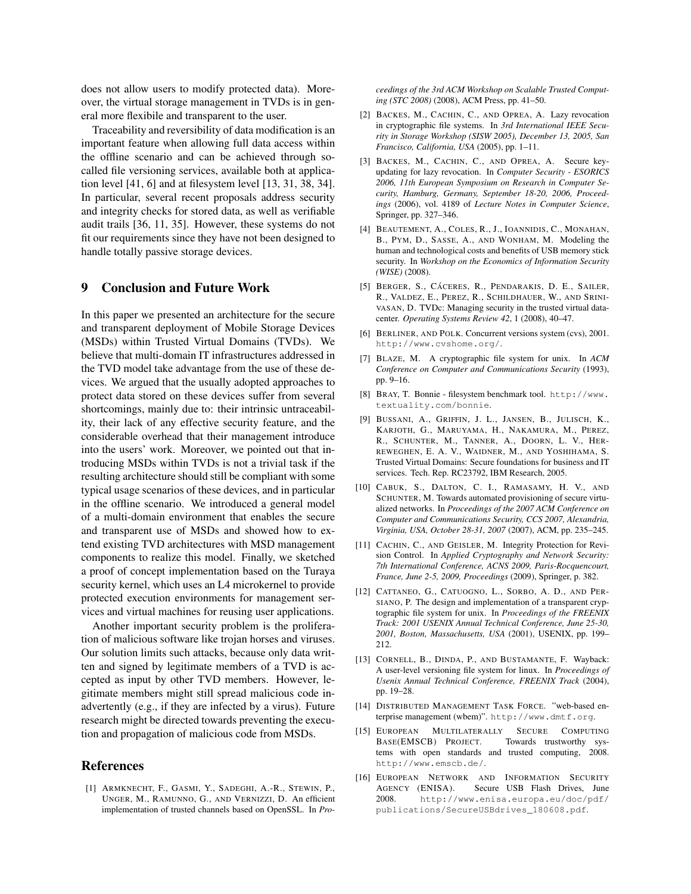does not allow users to modify protected data). Moreover, the virtual storage management in TVDs is in general more flexibile and transparent to the user.

Traceability and reversibility of data modification is an important feature when allowing full data access within the offline scenario and can be achieved through so-called file versioning services, available both at application level [41, 6] and at filesystem level [13, 31, 38, 34]. In particular, several recent proposals address security and integrity checks for stored data, as well as verifiable audit trails [36, 11, 35]. However, these systems do not fit our requirements since they have not been designed to handle totally passive storage devices.

## 9 Conclusion and Future Work

In this paper we presented an architecture for the secure and transparent deployment of Mobile Storage Devices (MSDs) within Trusted Virtual Domains (TVDs). We believe that multi-domain IT infrastructures addressed in the TVD model take advantage from the use of these devices. We argued that the usually adopted approaches to protect data stored on these devices suffer from several shortcomings, mainly due to: their intrinsic untraceability, their lack of any effective security feature, and the considerable overhead that their management introduce into the users' work. Moreover, we pointed out that introducing MSDs within TVDs is not a trivial task if the resulting architecture should still be compliant with some typical usage scenarios of these devices, and in particular in the offline scenario. We introduced a general model of a multi-domain environment that enables the secure and transparent use of MSDs and showed how to extend existing TVD architectures with MSD management components to realize this model. Finally, we sketched a proof of concept implementation based on the Turaya security kernel, which uses an L4 microkernel to provide protected execution environments for management services and virtual machines for reusing user applications.

Another important security problem is the proliferation of malicious software like trojan horses and viruses. Our solution limits such attacks, because only data written and signed by legitimate members of a TVD is accepted as input by other TVD members. However, legitimate members might still spread malicious code inadvertently (e.g., if they are infected by a virus). Future research might be directed towards preventing the execution and propagation of malicious code from MSDs.

## References

[1] Armknecht, F., Gasmi, Y., Sadeghi, A.-R., Stewin, P., Unger, M., Ramunno, G., and Vernizzi, D. An efficient implementation of trusted channels based on OpenSSL. In *Proceedings of the 3rd ACM Workshop on Scalable Trusted Computing (STC 2008)* (2008), ACM Press, pp. 41–50.

[2] Backes, M., Cachin, C., and Oprea, A. Lazy revocation in cryptographic file systems. In *3rd International IEEE Security in Storage Workshop (SISW 2005), December 13, 2005, San Francisco, California, USA* (2005), pp. 1–11.

[3] Backes, M., Cachin, C., and Oprea, A. Secure key-updating for lazy revocation. In *Computer Security - ESORICS 2006, 11th European Symposium on Research in Computer Security, Hamburg, Germany, September 18-20, 2006, Proceedings* (2006), vol. 4189 of *Lecture Notes in Computer Science*, Springer, pp. 327–346.

[4] Beautement, A., Coles, R., J., Ioannidis, C., Monahan, B., Pym, D., Sasse, A., and Wonham, M. Modeling the human and technological costs and benefits of USB memory stick security. In *Workshop on the Economics of Information Security (WISE)* (2008).

[5] Berger, S., Cáceres, R., Pendarakis, D. E., Sailer, R., Valdez, E., Perez, R., Schildhauer, W., and Srinivasan, D. TVDc: Managing security in the trusted virtual datacenter. *Operating Systems Review 42*, 1 (2008), 40–47.

[6] Berliner, and Polk. Concurrent versions system (cvs), 2001. http://www.cvshome.org/.

[7] Blaze, M. A cryptographic file system for unix. In *ACM Conference on Computer and Communications Security* (1993), pp. 9–16.

[8] Bray, T. Bonnie - filesystem benchmark tool. http://www.textuality.com/bonnie.

[9] Bussani, A., Griffin, J. L., Jansen, B., Julisch, K., Karjoth, G., Maruyama, H., Nakamura, M., Perez, R., Schunter, M., Tanner, A., Doorn, L. V., Herreweghen, E. A. V., Waidner, M., and Yoshihama, S. Trusted Virtual Domains: Secure foundations for business and IT services. Tech. Rep. RC23792, IBM Research, 2005.

[10] Cabuk, S., Dalton, C. I., Ramasamy, H. V., and Schunter, M. Towards automated provisioning of secure virtualized networks. In *Proceedings of the 2007 ACM Conference on Computer and Communications Security, CCS 2007, Alexandria, Virginia, USA, October 28-31, 2007* (2007), ACM, pp. 235–245.

[11] Cachin, C., and Geisler, M. Integrity Protection for Revision Control. In *Applied Cryptography and Network Security: 7th International Conference, ACNS 2009, Paris-Rocquencourt, France, June 2-5, 2009, Proceedings* (2009), Springer, p. 382.

[12] Cattaneo, G., Catuogno, L., Sorbo, A. D., and Persiano, P. The design and implementation of a transparent cryptographic file system for unix. In *Proceedings of the FREENIX Track: 2001 USENIX Annual Technical Conference, June 25-30, 2001, Boston, Massachusetts, USA* (2001), USENIX, pp. 199–212.

[13] Cornell, B., Dinda, P., and Bustamante, F. Wayback: A user-level versioning file system for linux. In *Proceedings of Usenix Annual Technical Conference, FREENIX Track* (2004), pp. 19–28.

[14] Distributed Management Task Force. "web-based enterprise management (wbem)". http://www.dmtf.org.

[15] European Multilaterally Secure Computing Base(EMSCB) Project. Towards trustworthy systems with open standards and trusted computing, 2008. http://www.emscb.de/.

[16] European Network and Information Security Agency (ENISA). Secure USB Flash Drives, June 2008. http://www.enisa.europa.eu/doc/pdf/publications/SecureUSBdrives_180608.pdf.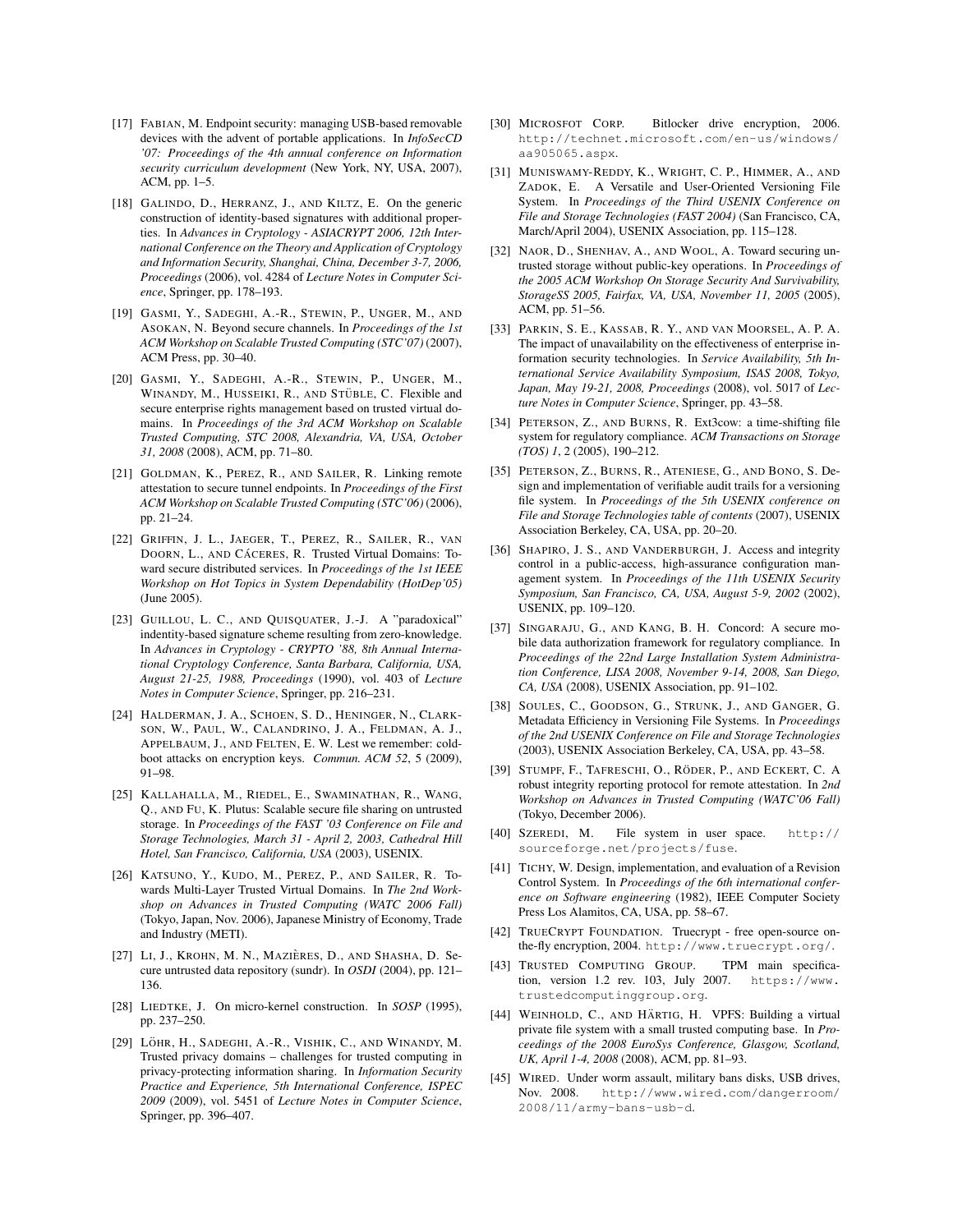[17] Fabian, M. Endpoint security: managing USB-based removable devices with the advent of portable applications. In *InfoSecCD '07: Proceedings of the 4th annual conference on Information security curriculum development* (New York, NY, USA, 2007), ACM, pp. 1–5.

[18] Galindo, D., Herranz, J., and Kiltz, E. On the generic construction of identity-based signatures with additional properties. In *Advances in Cryptology - ASIACRYPT 2006, 12th International Conference on the Theory and Application of Cryptology and Information Security, Shanghai, China, December 3-7, 2006, Proceedings* (2006), vol. 4284 of *Lecture Notes in Computer Science*, Springer, pp. 178–193.

[19] Gasmi, Y., Sadeghi, A.-R., Stewin, P., Unger, M., and Asokan, N. Beyond secure channels. In *Proceedings of the 1st ACM Workshop on Scalable Trusted Computing (STC'07)* (2007), ACM Press, pp. 30–40.

[20] Gasmi, Y., Sadeghi, A.-R., Stewin, P., Unger, M., Winandy, M., Husseiki, R., and Stüble, C. Flexible and secure enterprise rights management based on trusted virtual domains. In *Proceedings of the 3rd ACM Workshop on Scalable Trusted Computing, STC 2008, Alexandria, VA, USA, October 31, 2008* (2008), ACM, pp. 71–80.

[21] Goldman, K., Perez, R., and Sailer, R. Linking remote attestation to secure tunnel endpoints. In *Proceedings of the First ACM Workshop on Scalable Trusted Computing (STC'06)* (2006), pp. 21–24.

[22] Griffin, J. L., Jaeger, T., Perez, R., Sailer, R., van Doorn, L., and Cáceres, R. Trusted Virtual Domains: Toward secure distributed services. In *Proceedings of the 1st IEEE Workshop on Hot Topics in System Dependability (HotDep'05)* (June 2005).

[23] Guillou, L. C., and Quisquater, J.-J. A "paradoxical" indentity-based signature scheme resulting from zero-knowledge. In *Advances in Cryptology - CRYPTO '88, 8th Annual International Cryptology Conference, Santa Barbara, California, USA, August 21-25, 1988, Proceedings* (1990), vol. 403 of *Lecture Notes in Computer Science*, Springer, pp. 216–231.

[24] Halderman, J. A., Schoen, S. D., Heninger, N., Clarkson, W., Paul, W., Calandrino, J. A., Feldman, A. J., Appelbaum, J., and Felten, E. W. Lest we remember: cold-boot attacks on encryption keys. *Commun. ACM 52*, 5 (2009), 91–98.

[25] Kallahalla, M., Riedel, E., Swaminathan, R., Wang, Q., and Fu, K. Plutus: Scalable secure file sharing on untrusted storage. In *Proceedings of the FAST '03 Conference on File and Storage Technologies, March 31 - April 2, 2003, Cathedral Hill Hotel, San Francisco, California, USA* (2003), USENIX.

[26] Katsuno, Y., Kudo, M., Perez, P., and Sailer, R. Towards Multi-Layer Trusted Virtual Domains. In *The 2nd Workshop on Advances in Trusted Computing (WATC 2006 Fall)* (Tokyo, Japan, Nov. 2006), Japanese Ministry of Economy, Trade and Industry (METI).

[27] Li, J., Krohn, M. N., Mazières, D., and Shasha, D. Secure untrusted data repository (sundr). In *OSDI* (2004), pp. 121–136.

[28] Liedtke, J. On micro-kernel construction. In *SOSP* (1995), pp. 237–250.

[29] Löhr, H., Sadeghi, A.-R., Vishik, C., and Winandy, M. Trusted privacy domains – challenges for trusted computing in privacy-protecting information sharing. In *Information Security Practice and Experience, 5th International Conference, ISPEC 2009* (2009), vol. 5451 of *Lecture Notes in Computer Science*, Springer, pp. 396–407.

[30] Microsfot Corp. Bitlocker drive encryption, 2006. http://technet.microsoft.com/en-us/windows/aa905065.aspx.

[31] Muniswamy-Reddy, K., Wright, C. P., Himmer, A., and Zadok, E. A Versatile and User-Oriented Versioning File System. In *Proceedings of the Third USENIX Conference on File and Storage Technologies (FAST 2004)* (San Francisco, CA, March/April 2004), USENIX Association, pp. 115–128.

[32] Naor, D., Shenhav, A., and Wool, A. Toward securing untrusted storage without public-key operations. In *Proceedings of the 2005 ACM Workshop On Storage Security And Survivability, StorageSS 2005, Fairfax, VA, USA, November 11, 2005* (2005), ACM, pp. 51–56.

[33] Parkin, S. E., Kassab, R. Y., and van Moorsel, A. P. A. The impact of unavailability on the effectiveness of enterprise information security technologies. In *Service Availability, 5th International Service Availability Symposium, ISAS 2008, Tokyo, Japan, May 19-21, 2008, Proceedings* (2008), vol. 5017 of *Lecture Notes in Computer Science*, Springer, pp. 43–58.

[34] Peterson, Z., and Burns, R. Ext3cow: a time-shifting file system for regulatory compliance. *ACM Transactions on Storage (TOS) 1*, 2 (2005), 190–212.

[35] Peterson, Z., Burns, R., Ateniese, G., and Bono, S. Design and implementation of verifiable audit trails for a versioning file system. In *Proceedings of the 5th USENIX conference on File and Storage Technologies table of contents* (2007), USENIX Association Berkeley, CA, USA, pp. 20–20.

[36] Shapiro, J. S., and Vanderburgh, J. Access and integrity control in a public-access, high-assurance configuration management system. In *Proceedings of the 11th USENIX Security Symposium, San Francisco, CA, USA, August 5-9, 2002* (2002), USENIX, pp. 109–120.

[37] Singaraju, G., and Kang, B. H. Concord: A secure mobile data authorization framework for regulatory compliance. In *Proceedings of the 22nd Large Installation System Administration Conference, LISA 2008, November 9-14, 2008, San Diego, CA, USA* (2008), USENIX Association, pp. 91–102.

[38] Soules, C., Goodson, G., Strunk, J., and Ganger, G. Metadata Efficiency in Versioning File Systems. In *Proceedings of the 2nd USENIX Conference on File and Storage Technologies* (2003), USENIX Association Berkeley, CA, USA, pp. 43–58.

[39] Stumpf, F., Tafreschi, O., Röder, P., and Eckert, C. A robust integrity reporting protocol for remote attestation. In *2nd Workshop on Advances in Trusted Computing (WATC'06 Fall)* (Tokyo, December 2006).

[40] Szeredi, M. File system in user space. http://sourceforge.net/projects/fuse.

[41] Tichy, W. Design, implementation, and evaluation of a Revision Control System. In *Proceedings of the 6th international conference on Software engineering* (1982), IEEE Computer Society Press Los Alamitos, CA, USA, pp. 58–67.

[42] TrueCrypt Foundation. Truecrypt - free open-source on-the-fly encryption, 2004. http://www.truecrypt.org/.

[43] Trusted Computing Group. TPM main specification, version 1.2 rev. 103, July 2007. https://www.trustedcomputinggroup.org.

[44] Weinhold, C., and Härtig, H. VPFS: Building a virtual private file system with a small trusted computing base. In *Proceedings of the 2008 EuroSys Conference, Glasgow, Scotland, UK, April 1-4, 2008* (2008), ACM, pp. 81–93.

[45] Wired. Under worm assault, military bans disks, USB drives, Nov. 2008. http://www.wired.com/dangerroom/2008/11/army-bans-usb-d.